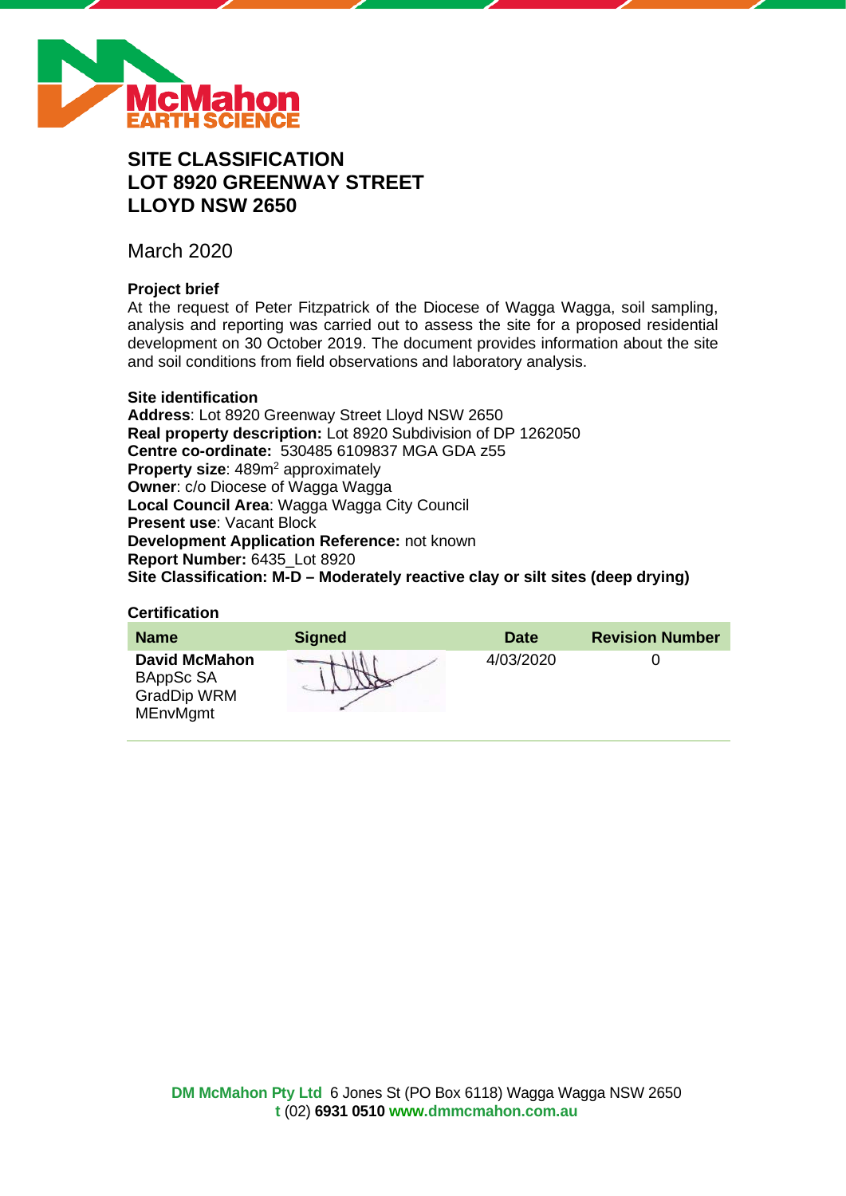# SITE CLASSIFICATION LOT 8920 GREENWAY STREET LLOYD NSW 2650

March 2020

**Project brief**

At the request of Peter Fitzpatrick of the Diocese of Wagga Wagga, soil sampling, analysis and reporting was carried out to assess the site for a proposed residential development on 30 October 2019. The document provides information about the site and soil conditions from field observations and laboratory analysis.

**Site identification**

**Address**: Lot 8920 Greenway Street Lloyd NSW 2650
**Real property description:** Lot 8920 Subdivision of DP 1262050
**Centre co-ordinate:** 530485 6109837 MGA GDA z55
**Property size**: 489m$^2$ approximately
**Owner**: c/o Diocese of Wagga Wagga
**Local Council Area**: Wagga Wagga City Council
**Present use**: Vacant Block
**Development Application Reference:** not known
**Report Number:** 6435_Lot 8920
**Site Classification: M-D – Moderately reactive clay or silt sites (deep drying)**

**Certification**

| Name | Signed | Date | Revision Number |
|---|---|---|---|
| **David McMahon** BAppSc SA GradDip WRM MEnvMgmt | | 4/03/2020 | 0 |

**DM McMahon Pty Ltd** 6 Jones St (PO Box 6118) Wagga Wagga NSW 2650
**t** (02) **6931 0510** **www.dmmcmahon.com.au**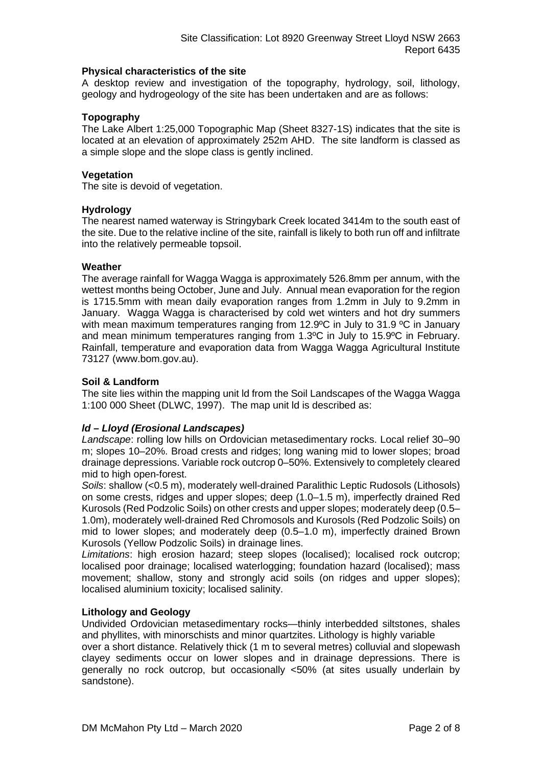**Physical characteristics of the site**

A desktop review and investigation of the topography, hydrology, soil, lithology, geology and hydrogeology of the site has been undertaken and are as follows:

**Topography**

The Lake Albert 1:25,000 Topographic Map (Sheet 8327-1S) indicates that the site is located at an elevation of approximately 252m AHD. The site landform is classed as a simple slope and the slope class is gently inclined.

**Vegetation**

The site is devoid of vegetation.

**Hydrology**

The nearest named waterway is Stringybark Creek located 3414m to the south east of the site. Due to the relative incline of the site, rainfall is likely to both run off and infiltrate into the relatively permeable topsoil.

**Weather**

The average rainfall for Wagga Wagga is approximately 526.8mm per annum, with the wettest months being October, June and July. Annual mean evaporation for the region is 1715.5mm with mean daily evaporation ranges from 1.2mm in July to 9.2mm in January. Wagga Wagga is characterised by cold wet winters and hot dry summers with mean maximum temperatures ranging from 12.9ºC in July to 31.9 ºC in January and mean minimum temperatures ranging from 1.3ºC in July to 15.9ºC in February. Rainfall, temperature and evaporation data from Wagga Wagga Agricultural Institute 73127 (www.bom.gov.au).

**Soil & Landform**

The site lies within the mapping unit ld from the Soil Landscapes of the Wagga Wagga 1:100 000 Sheet (DLWC, 1997). The map unit ld is described as:

***ld – Lloyd (Erosional Landscapes)***

*Landscape*: rolling low hills on Ordovician metasedimentary rocks. Local relief 30–90 m; slopes 10–20%. Broad crests and ridges; long waning mid to lower slopes; broad drainage depressions. Variable rock outcrop 0–50%. Extensively to completely cleared mid to high open-forest.

*Soils*: shallow (<0.5 m), moderately well-drained Paralithic Leptic Rudosols (Lithosols) on some crests, ridges and upper slopes; deep (1.0–1.5 m), imperfectly drained Red Kurosols (Red Podzolic Soils) on other crests and upper slopes; moderately deep (0.5–1.0m), moderately well-drained Red Chromosols and Kurosols (Red Podzolic Soils) on mid to lower slopes; and moderately deep (0.5–1.0 m), imperfectly drained Brown Kurosols (Yellow Podzolic Soils) in drainage lines.

*Limitations*: high erosion hazard; steep slopes (localised); localised rock outcrop; localised poor drainage; localised waterlogging; foundation hazard (localised); mass movement; shallow, stony and strongly acid soils (on ridges and upper slopes); localised aluminium toxicity; localised salinity.

**Lithology and Geology**

Undivided Ordovician metasedimentary rocks—thinly interbedded siltstones, shales and phyllites, with minorschists and minor quartzites. Lithology is highly variable over a short distance. Relatively thick (1 m to several metres) colluvial and slopewash clayey sediments occur on lower slopes and in drainage depressions. There is generally no rock outcrop, but occasionally <50% (at sites usually underlain by sandstone).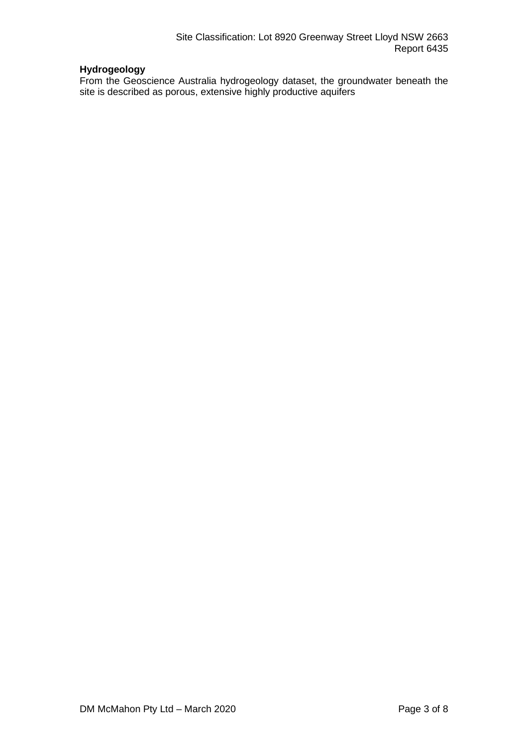**Hydrogeology**

From the Geoscience Australia hydrogeology dataset, the groundwater beneath the site is described as porous, extensive highly productive aquifers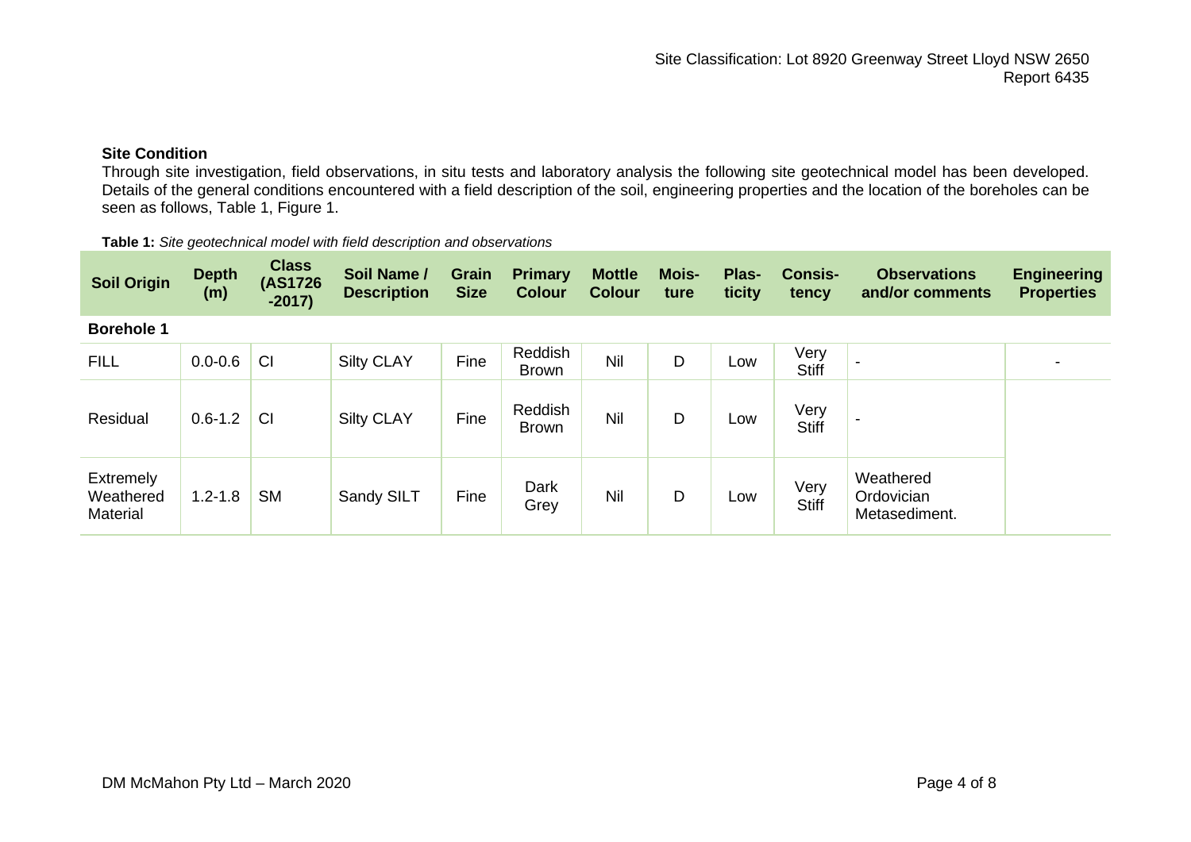## Site Condition

Through site investigation, field observations, in situ tests and laboratory analysis the following site geotechnical model has been developed. Details of the general conditions encountered with a field description of the soil, engineering properties and the location of the boreholes can be seen as follows, Table 1, Figure 1.

**Table 1:** *Site geotechnical model with field description and observations*

| Soil Origin | Depth (m) | Class (AS1726 -2017) | Soil Name / Description | Grain Size | Primary Colour | Mottle Colour | Moisture | Plasticity | Consistency | Observations and/or comments | Engineering Properties |
|---|---|---|---|---|---|---|---|---|---|---|---|
| **Borehole 1** | | | | | | | | | | | |
| FILL | 0.0-0.6 | CI | Silty CLAY | Fine | Reddish Brown | Nil | D | Low | Very Stiff | - | - |
| Residual | 0.6-1.2 | CI | Silty CLAY | Fine | Reddish Brown | Nil | D | Low | Very Stiff | - | |
| Extremely Weathered Material | 1.2-1.8 | SM | Sandy SILT | Fine | Dark Grey | Nil | D | Low | Very Stiff | Weathered Ordovician Metasediment. | |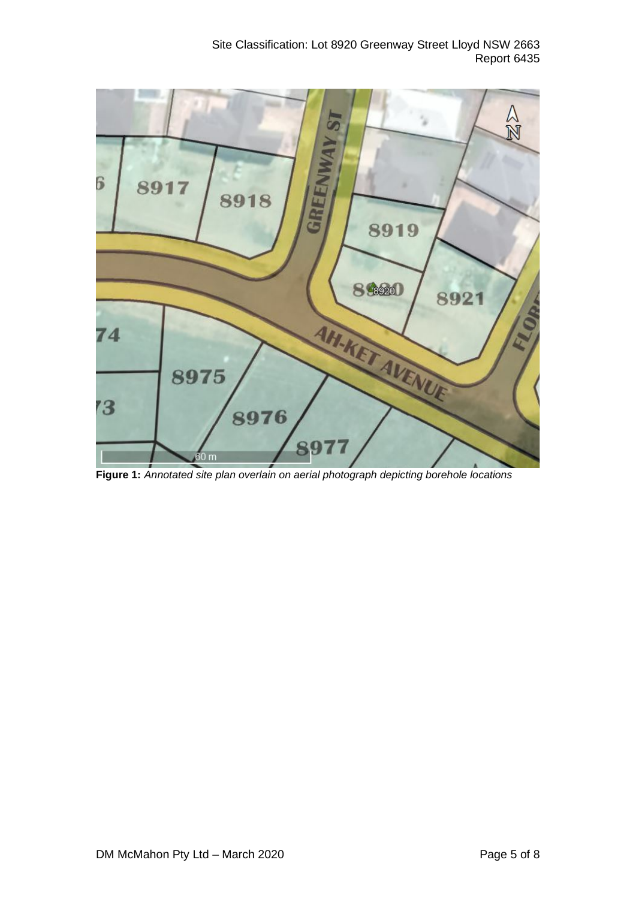**Figure 1:** *Annotated site plan overlain on aerial photograph depicting borehole locations*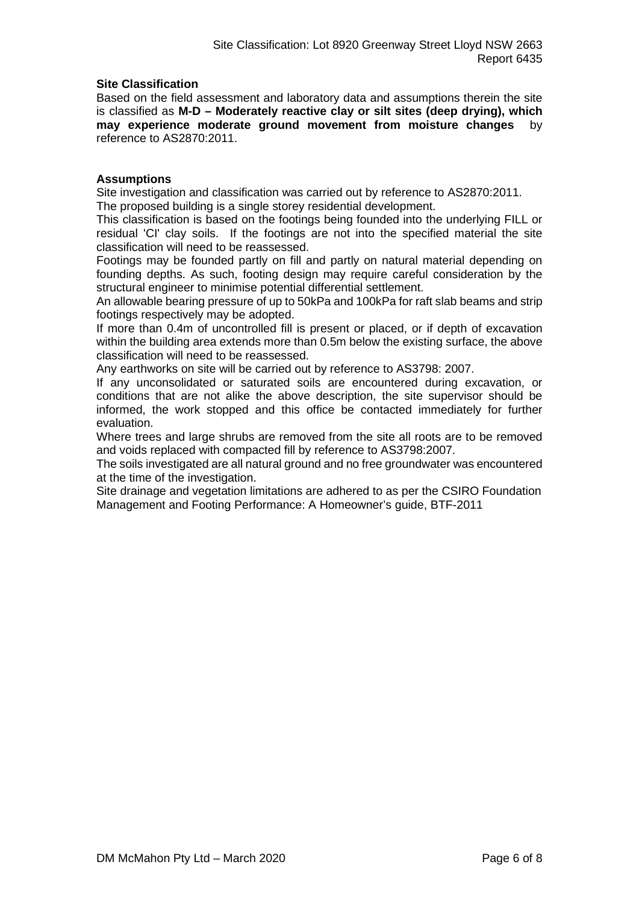**Site Classification**

Based on the field assessment and laboratory data and assumptions therein the site is classified as **M-D – Moderately reactive clay or silt sites (deep drying), which may experience moderate ground movement from moisture changes** by reference to AS2870:2011.

**Assumptions**

Site investigation and classification was carried out by reference to AS2870:2011.

The proposed building is a single storey residential development.

This classification is based on the footings being founded into the underlying FILL or residual 'CI' clay soils. If the footings are not into the specified material the site classification will need to be reassessed.

Footings may be founded partly on fill and partly on natural material depending on founding depths. As such, footing design may require careful consideration by the structural engineer to minimise potential differential settlement.

An allowable bearing pressure of up to 50kPa and 100kPa for raft slab beams and strip footings respectively may be adopted.

If more than 0.4m of uncontrolled fill is present or placed, or if depth of excavation within the building area extends more than 0.5m below the existing surface, the above classification will need to be reassessed.

Any earthworks on site will be carried out by reference to AS3798: 2007.

If any unconsolidated or saturated soils are encountered during excavation, or conditions that are not alike the above description, the site supervisor should be informed, the work stopped and this office be contacted immediately for further evaluation.

Where trees and large shrubs are removed from the site all roots are to be removed and voids replaced with compacted fill by reference to AS3798:2007.

The soils investigated are all natural ground and no free groundwater was encountered at the time of the investigation.

Site drainage and vegetation limitations are adhered to as per the CSIRO Foundation Management and Footing Performance: A Homeowner's guide, BTF-2011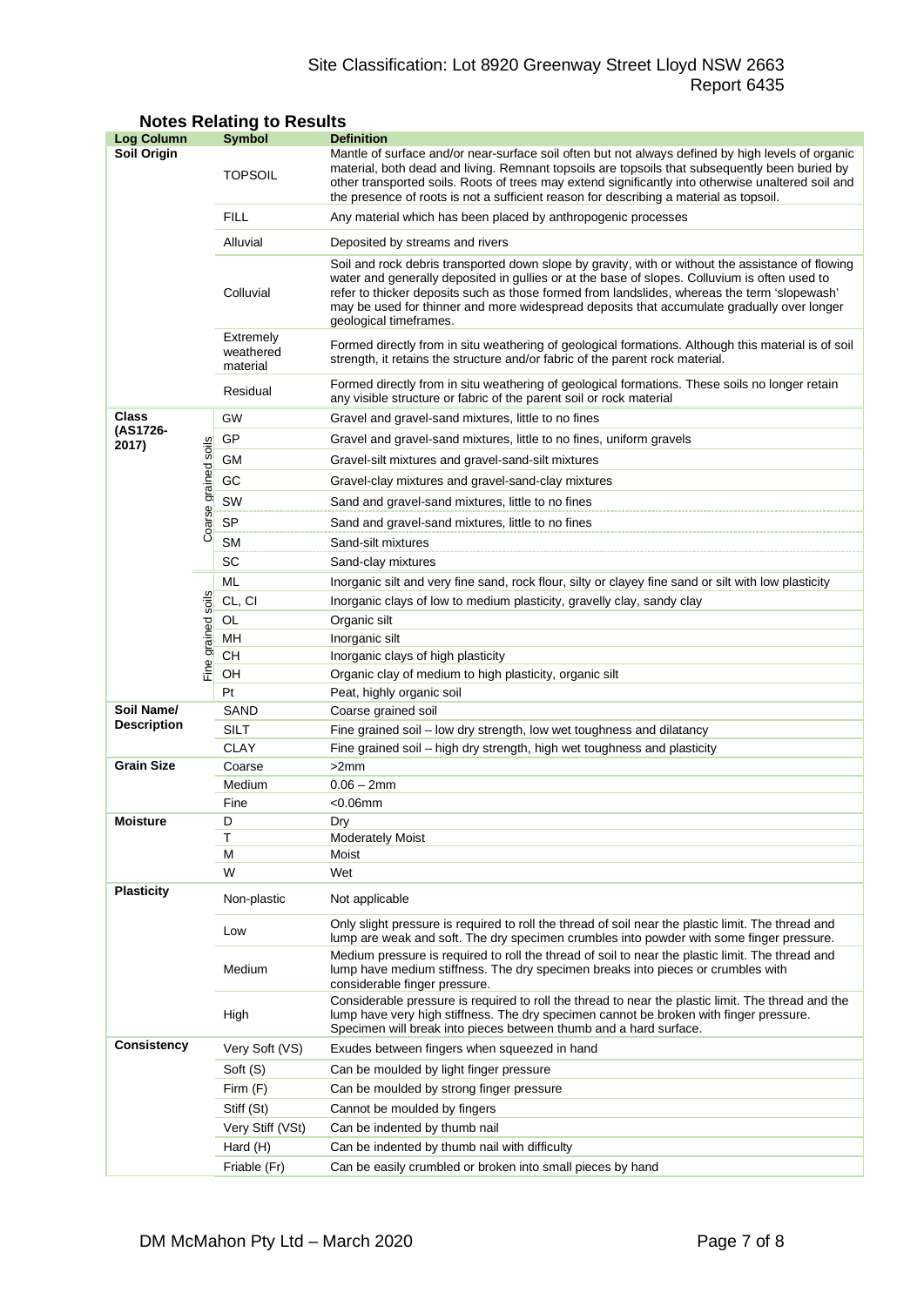## Notes Relating to Results

| Log Column | | Symbol | Definition |
|---|---|---|---|
| **Soil Origin** | | TOPSOIL | Mantle of surface and/or near-surface soil often but not always defined by high levels of organic material, both dead and living. Remnant topsoils are topsoils that subsequently been buried by other transported soils. Roots of trees may extend significantly into otherwise unaltered soil and the presence of roots is not a sufficient reason for describing a material as topsoil. |
| | | FILL | Any material which has been placed by anthropogenic processes |
| | | Alluvial | Deposited by streams and rivers |
| | | Colluvial | Soil and rock debris transported down slope by gravity, with or without the assistance of flowing water and generally deposited in gullies or at the base of slopes. Colluvium is often used to refer to thicker deposits such as those formed from landslides, whereas the term 'slopewash' may be used for thinner and more widespread deposits that accumulate gradually over longer geological timeframes. |
| | | Extremely weathered material | Formed directly from in situ weathering of geological formations. Although this material is of soil strength, it retains the structure and/or fabric of the parent rock material. |
| | | Residual | Formed directly from in situ weathering of geological formations. These soils no longer retain any visible structure or fabric of the parent soil or rock material |
| **Class (AS1726-2017)** | Coarse grained soils | GW | Gravel and gravel-sand mixtures, little to no fines |
| | | GP | Gravel and gravel-sand mixtures, little to no fines, uniform gravels |
| | | GM | Gravel-silt mixtures and gravel-sand-silt mixtures |
| | | GC | Gravel-clay mixtures and gravel-sand-clay mixtures |
| | | SW | Sand and gravel-sand mixtures, little to no fines |
| | | SP | Sand and gravel-sand mixtures, little to no fines |
| | | SM | Sand-silt mixtures |
| | | SC | Sand-clay mixtures |
| | Fine grained soils | ML | Inorganic silt and very fine sand, rock flour, silty or clayey fine sand or silt with low plasticity |
| | | CL, CI | Inorganic clays of low to medium plasticity, gravelly clay, sandy clay |
| | | OL | Organic silt |
| | | MH | Inorganic silt |
| | | CH | Inorganic clays of high plasticity |
| | | OH | Organic clay of medium to high plasticity, organic silt |
| | | Pt | Peat, highly organic soil |
| **Soil Name/ Description** | | SAND | Coarse grained soil |
| | | SILT | Fine grained soil – low dry strength, low wet toughness and dilatancy |
| | | CLAY | Fine grained soil – high dry strength, high wet toughness and plasticity |
| **Grain Size** | | Coarse | >2mm |
| | | Medium | 0.06 – 2mm |
| | | Fine | <0.06mm |
| **Moisture** | | D | Dry |
| | | T | Moderately Moist |
| | | M | Moist |
| | | W | Wet |
| **Plasticity** | | Non-plastic | Not applicable |
| | | Low | Only slight pressure is required to roll the thread of soil near the plastic limit. The thread and lump are weak and soft. The dry specimen crumbles into powder with some finger pressure. |
| | | Medium | Medium pressure is required to roll the thread of soil to near the plastic limit. The thread and lump have medium stiffness. The dry specimen breaks into pieces or crumbles with considerable finger pressure. |
| | | High | Considerable pressure is required to roll the thread to near the plastic limit. The thread and the lump have very high stiffness. The dry specimen cannot be broken with finger pressure. Specimen will break into pieces between thumb and a hard surface. |
| **Consistency** | | Very Soft (VS) | Exudes between fingers when squeezed in hand |
| | | Soft (S) | Can be moulded by light finger pressure |
| | | Firm (F) | Can be moulded by strong finger pressure |
| | | Stiff (St) | Cannot be moulded by fingers |
| | | Very Stiff (VSt) | Can be indented by thumb nail |
| | | Hard (H) | Can be indented by thumb nail with difficulty |
| | | Friable (Fr) | Can be easily crumbled or broken into small pieces by hand |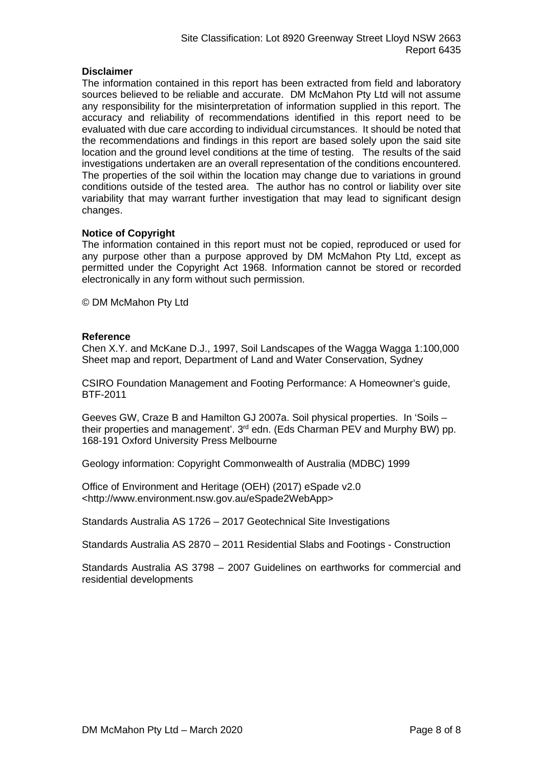**Disclaimer**

The information contained in this report has been extracted from field and laboratory sources believed to be reliable and accurate. DM McMahon Pty Ltd will not assume any responsibility for the misinterpretation of information supplied in this report. The accuracy and reliability of recommendations identified in this report need to be evaluated with due care according to individual circumstances. It should be noted that the recommendations and findings in this report are based solely upon the said site location and the ground level conditions at the time of testing. The results of the said investigations undertaken are an overall representation of the conditions encountered. The properties of the soil within the location may change due to variations in ground conditions outside of the tested area. The author has no control or liability over site variability that may warrant further investigation that may lead to significant design changes.

**Notice of Copyright**

The information contained in this report must not be copied, reproduced or used for any purpose other than a purpose approved by DM McMahon Pty Ltd, except as permitted under the Copyright Act 1968. Information cannot be stored or recorded electronically in any form without such permission.

© DM McMahon Pty Ltd

**Reference**

Chen X.Y. and McKane D.J., 1997, Soil Landscapes of the Wagga Wagga 1:100,000 Sheet map and report, Department of Land and Water Conservation, Sydney

CSIRO Foundation Management and Footing Performance: A Homeowner's guide, BTF-2011

Geeves GW, Craze B and Hamilton GJ 2007a. Soil physical properties. In 'Soils – their properties and management'. 3rd edn. (Eds Charman PEV and Murphy BW) pp. 168-191 Oxford University Press Melbourne

Geology information: Copyright Commonwealth of Australia (MDBC) 1999

Office of Environment and Heritage (OEH) (2017) eSpade v2.0 <http://www.environment.nsw.gov.au/eSpade2WebApp>

Standards Australia AS 1726 – 2017 Geotechnical Site Investigations

Standards Australia AS 2870 – 2011 Residential Slabs and Footings - Construction

Standards Australia AS 3798 – 2007 Guidelines on earthworks for commercial and residential developments